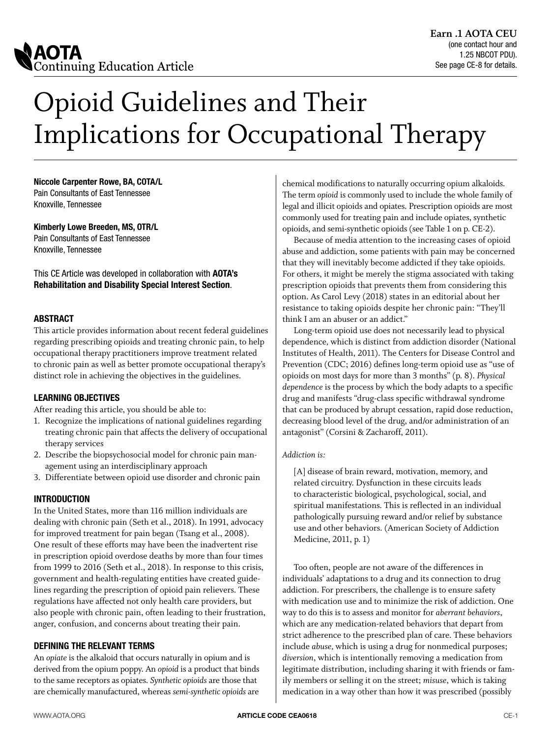AOTA Continuing Education Article

**Earn .1 AOTA CEU**
(one contact hour and 1.25 NBCOT PDU). See page CE-8 for details.

# Opioid Guidelines and Their Implications for Occupational Therapy

**Niccole Carpenter Rowe, BA, COTA/L**
Pain Consultants of East Tennessee
Knoxville, Tennessee

**Kimberly Lowe Breeden, MS, OTR/L**
Pain Consultants of East Tennessee
Knoxville, Tennessee

This CE Article was developed in collaboration with **AOTA's Rehabilitation and Disability Special Interest Section**.

## ABSTRACT

This article provides information about recent federal guidelines regarding prescribing opioids and treating chronic pain, to help occupational therapy practitioners improve treatment related to chronic pain as well as better promote occupational therapy's distinct role in achieving the objectives in the guidelines.

## LEARNING OBJECTIVES

After reading this article, you should be able to:

1. Recognize the implications of national guidelines regarding treating chronic pain that affects the delivery of occupational therapy services
2. Describe the biopsychosocial model for chronic pain management using an interdisciplinary approach
3. Differentiate between opioid use disorder and chronic pain

## INTRODUCTION

In the United States, more than 116 million individuals are dealing with chronic pain (Seth et al., 2018). In 1991, advocacy for improved treatment for pain began (Tsang et al., 2008). One result of these efforts may have been the inadvertent rise in prescription opioid overdose deaths by more than four times from 1999 to 2016 (Seth et al., 2018). In response to this crisis, government and health-regulating entities have created guidelines regarding the prescription of opioid pain relievers. These regulations have affected not only health care providers, but also people with chronic pain, often leading to their frustration, anger, confusion, and concerns about treating their pain.

## DEFINING THE RELEVANT TERMS

An *opiate* is the alkaloid that occurs naturally in opium and is derived from the opium poppy. An *opioid* is a product that binds to the same receptors as opiates. *Synthetic opioids* are those that are chemically manufactured, whereas *semi-synthetic opioids* are chemical modifications to naturally occurring opium alkaloids. The term *opioid* is commonly used to include the whole family of legal and illicit opioids and opiates. Prescription opioids are most commonly used for treating pain and include opiates, synthetic opioids, and semi-synthetic opioids (see Table 1 on p. CE-2).

Because of media attention to the increasing cases of opioid abuse and addiction, some patients with pain may be concerned that they will inevitably become addicted if they take opioids. For others, it might be merely the stigma associated with taking prescription opioids that prevents them from considering this option. As Carol Levy (2018) states in an editorial about her resistance to taking opioids despite her chronic pain: "They'll think I am an abuser or an addict."

Long-term opioid use does not necessarily lead to physical dependence, which is distinct from addiction disorder (National Institutes of Health, 2011). The Centers for Disease Control and Prevention (CDC; 2016) defines long-term opioid use as "use of opioids on most days for more than 3 months" (p. 8). *Physical dependence* is the process by which the body adapts to a specific drug and manifests "drug-class specific withdrawal syndrome that can be produced by abrupt cessation, rapid dose reduction, decreasing blood level of the drug, and/or administration of an antagonist" (Corsini & Zacharoff, 2011).

*Addiction is:*

> [A] disease of brain reward, motivation, memory, and related circuitry. Dysfunction in these circuits leads to characteristic biological, psychological, social, and spiritual manifestations. This is reflected in an individual pathologically pursuing reward and/or relief by substance use and other behaviors. (American Society of Addiction Medicine, 2011, p. 1)

Too often, people are not aware of the differences in individuals' adaptations to a drug and its connection to drug addiction. For prescribers, the challenge is to ensure safety with medication use and to minimize the risk of addiction. One way to do this is to assess and monitor for *aberrant behaviors*, which are any medication-related behaviors that depart from strict adherence to the prescribed plan of care. These behaviors include *abuse,* which is using a drug for nonmedical purposes; *diversion*, which is intentionally removing a medication from legitimate distribution, including sharing it with friends or family members or selling it on the street; *misuse*, which is taking medication in a way other than how it was prescribed (possibly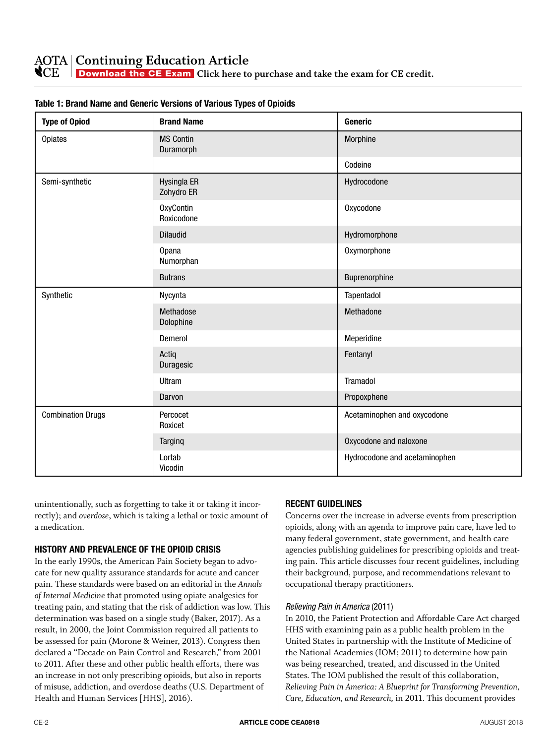**Table 1: Brand Name and Generic Versions of Various Types of Opioids**

| Type of Opiod | Brand Name | Generic |
|---|---|---|
| Opiates | MS Contin<br>Duramorph | Morphine |
| | | Codeine |
| Semi-synthetic | Hysingla ER<br>Zohydro ER | Hydrocodone |
| | OxyContin<br>Roxicodone | Oxycodone |
| | Dilaudid | Hydromorphone |
| | Opana<br>Numorphan | Oxymorphone |
| | Butrans | Buprenorphine |
| Synthetic | Nycynta | Tapentadol |
| | Methadose<br>Dolophine | Methadone |
| | Demerol | Meperidine |
| | Actiq<br>Duragesic | Fentanyl |
| | Ultram | Tramadol |
| | Darvon | Propoxphene |
| Combination Drugs | Percocet<br>Roxicet | Acetaminophen and oxycodone |
| | Targinq | Oxycodone and naloxone |
| | Lortab<br>Vicodin | Hydrocodone and acetaminophen |

unintentionally, such as forgetting to take it or taking it incorrectly); and *overdose*, which is taking a lethal or toxic amount of a medication.

## HISTORY AND PREVALENCE OF THE OPIOID CRISIS

In the early 1990s, the American Pain Society began to advocate for new quality assurance standards for acute and cancer pain. These standards were based on an editorial in the *Annals of Internal Medicine* that promoted using opiate analgesics for treating pain, and stating that the risk of addiction was low. This determination was based on a single study (Baker, 2017). As a result, in 2000, the Joint Commission required all patients to be assessed for pain (Morone & Weiner, 2013). Congress then declared a "Decade on Pain Control and Research," from 2001 to 2011. After these and other public health efforts, there was an increase in not only prescribing opioids, but also in reports of misuse, addiction, and overdose deaths (U.S. Department of Health and Human Services [HHS], 2016).

## RECENT GUIDELINES

Concerns over the increase in adverse events from prescription opioids, along with an agenda to improve pain care, have led to many federal government, state government, and health care agencies publishing guidelines for prescribing opioids and treating pain. This article discusses four recent guidelines, including their background, purpose, and recommendations relevant to occupational therapy practitioners.

### *Relieving Pain in America* (2011)

In 2010, the Patient Protection and Affordable Care Act charged HHS with examining pain as a public health problem in the United States in partnership with the Institute of Medicine of the National Academies (IOM; 2011) to determine how pain was being researched, treated, and discussed in the United States. The IOM published the result of this collaboration, *Relieving Pain in America: A Blueprint for Transforming Prevention, Care, Education, and Research,* in 2011. This document provides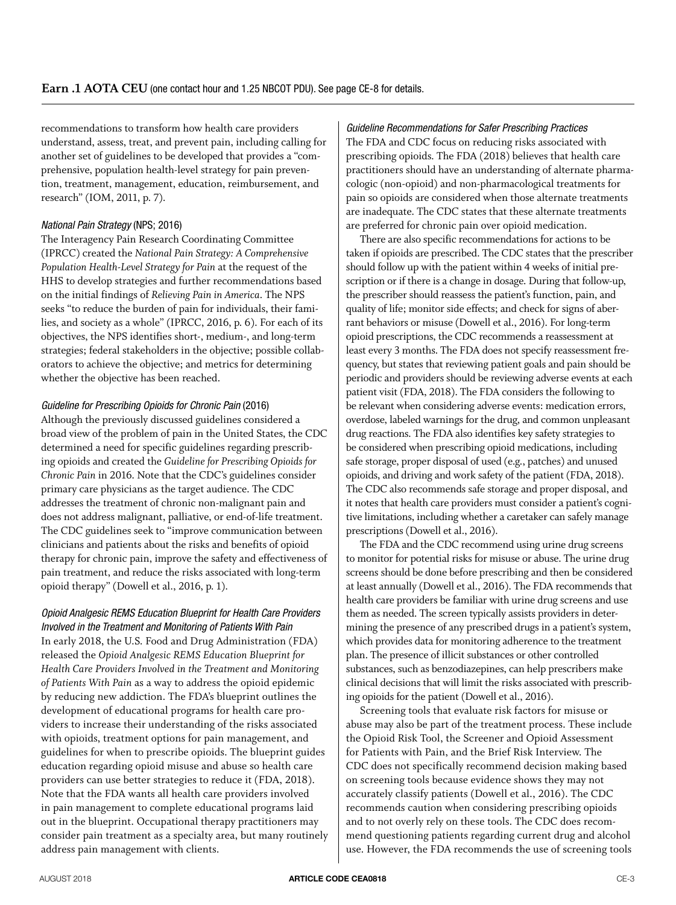recommendations to transform how health care providers understand, assess, treat, and prevent pain, including calling for another set of guidelines to be developed that provides a "comprehensive, population health-level strategy for pain prevention, treatment, management, education, reimbursement, and research" (IOM, 2011, p. 7).

### *National Pain Strategy* (NPS; 2016)

The Interagency Pain Research Coordinating Committee (IPRCC) created the *National Pain Strategy: A Comprehensive Population Health-Level Strategy for Pain* at the request of the HHS to develop strategies and further recommendations based on the initial findings of *Relieving Pain in America*. The NPS seeks "to reduce the burden of pain for individuals, their families, and society as a whole" (IPRCC, 2016, p. 6). For each of its objectives, the NPS identifies short-, medium-, and long-term strategies; federal stakeholders in the objective; possible collaborators to achieve the objective; and metrics for determining whether the objective has been reached.

### *Guideline for Prescribing Opioids for Chronic Pain* (2016)

Although the previously discussed guidelines considered a broad view of the problem of pain in the United States, the CDC determined a need for specific guidelines regarding prescribing opioids and created the *Guideline for Prescribing Opioids for Chronic Pain* in 2016. Note that the CDC's guidelines consider primary care physicians as the target audience. The CDC addresses the treatment of chronic non-malignant pain and does not address malignant, palliative, or end-of-life treatment. The CDC guidelines seek to "improve communication between clinicians and patients about the risks and benefits of opioid therapy for chronic pain, improve the safety and effectiveness of pain treatment, and reduce the risks associated with long-term opioid therapy" (Dowell et al., 2016, p. 1).

### *Opioid Analgesic REMS Education Blueprint for Health Care Providers Involved in the Treatment and Monitoring of Patients With Pain*

In early 2018, the U.S. Food and Drug Administration (FDA) released the *Opioid Analgesic REMS Education Blueprint for Health Care Providers Involved in the Treatment and Monitoring of Patients With Pain* as a way to address the opioid epidemic by reducing new addiction. The FDA's blueprint outlines the development of educational programs for health care providers to increase their understanding of the risks associated with opioids, treatment options for pain management, and guidelines for when to prescribe opioids. The blueprint guides education regarding opioid misuse and abuse so health care providers can use better strategies to reduce it (FDA, 2018). Note that the FDA wants all health care providers involved in pain management to complete educational programs laid out in the blueprint. Occupational therapy practitioners may consider pain treatment as a specialty area, but many routinely address pain management with clients.

### *Guideline Recommendations for Safer Prescribing Practices*

The FDA and CDC focus on reducing risks associated with prescribing opioids. The FDA (2018) believes that health care practitioners should have an understanding of alternate pharmacologic (non-opioid) and non-pharmacological treatments for pain so opioids are considered when those alternate treatments are inadequate. The CDC states that these alternate treatments are preferred for chronic pain over opioid medication.

There are also specific recommendations for actions to be taken if opioids are prescribed. The CDC states that the prescriber should follow up with the patient within 4 weeks of initial prescription or if there is a change in dosage. During that follow-up, the prescriber should reassess the patient's function, pain, and quality of life; monitor side effects; and check for signs of aberrant behaviors or misuse (Dowell et al., 2016). For long-term opioid prescriptions, the CDC recommends a reassessment at least every 3 months. The FDA does not specify reassessment frequency, but states that reviewing patient goals and pain should be periodic and providers should be reviewing adverse events at each patient visit (FDA, 2018). The FDA considers the following to be relevant when considering adverse events: medication errors, overdose, labeled warnings for the drug, and common unpleasant drug reactions. The FDA also identifies key safety strategies to be considered when prescribing opioid medications, including safe storage, proper disposal of used (e.g., patches) and unused opioids, and driving and work safety of the patient (FDA, 2018). The CDC also recommends safe storage and proper disposal, and it notes that health care providers must consider a patient's cognitive limitations, including whether a caretaker can safely manage prescriptions (Dowell et al., 2016).

The FDA and the CDC recommend using urine drug screens to monitor for potential risks for misuse or abuse. The urine drug screens should be done before prescribing and then be considered at least annually (Dowell et al., 2016). The FDA recommends that health care providers be familiar with urine drug screens and use them as needed. The screen typically assists providers in determining the presence of any prescribed drugs in a patient's system, which provides data for monitoring adherence to the treatment plan. The presence of illicit substances or other controlled substances, such as benzodiazepines, can help prescribers make clinical decisions that will limit the risks associated with prescribing opioids for the patient (Dowell et al., 2016).

Screening tools that evaluate risk factors for misuse or abuse may also be part of the treatment process. These include the Opioid Risk Tool, the Screener and Opioid Assessment for Patients with Pain, and the Brief Risk Interview. The CDC does not specifically recommend decision making based on screening tools because evidence shows they may not accurately classify patients (Dowell et al., 2016). The CDC recommends caution when considering prescribing opioids and to not overly rely on these tools. The CDC does recommend questioning patients regarding current drug and alcohol use. However, the FDA recommends the use of screening tools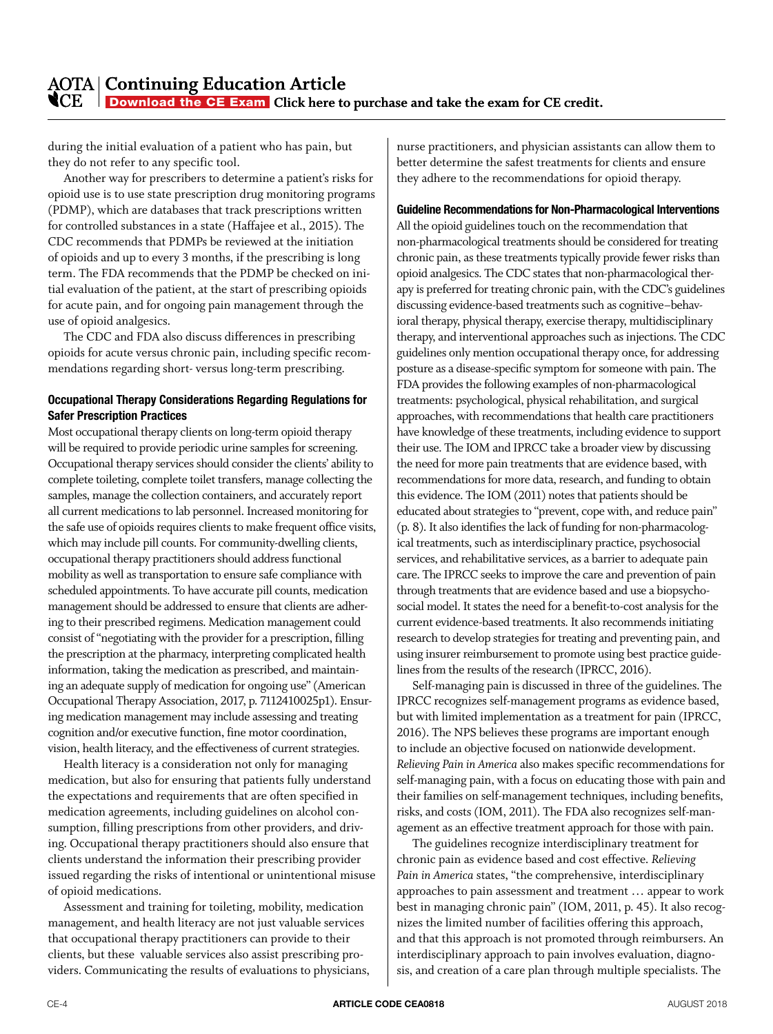during the initial evaluation of a patient who has pain, but they do not refer to any specific tool.

Another way for prescribers to determine a patient's risks for opioid use is to use state prescription drug monitoring programs (PDMP), which are databases that track prescriptions written for controlled substances in a state (Haffajee et al., 2015). The CDC recommends that PDMPs be reviewed at the initiation of opioids and up to every 3 months, if the prescribing is long term. The FDA recommends that the PDMP be checked on initial evaluation of the patient, at the start of prescribing opioids for acute pain, and for ongoing pain management through the use of opioid analgesics.

The CDC and FDA also discuss differences in prescribing opioids for acute versus chronic pain, including specific recommendations regarding short- versus long-term prescribing.

### Occupational Therapy Considerations Regarding Regulations for Safer Prescription Practices

Most occupational therapy clients on long-term opioid therapy will be required to provide periodic urine samples for screening. Occupational therapy services should consider the clients' ability to complete toileting, complete toilet transfers, manage collecting the samples, manage the collection containers, and accurately report all current medications to lab personnel. Increased monitoring for the safe use of opioids requires clients to make frequent office visits, which may include pill counts. For community-dwelling clients, occupational therapy practitioners should address functional mobility as well as transportation to ensure safe compliance with scheduled appointments. To have accurate pill counts, medication management should be addressed to ensure that clients are adhering to their prescribed regimens. Medication management could consist of "negotiating with the provider for a prescription, filling the prescription at the pharmacy, interpreting complicated health information, taking the medication as prescribed, and maintaining an adequate supply of medication for ongoing use" (American Occupational Therapy Association, 2017, p. 7112410025p1). Ensuring medication management may include assessing and treating cognition and/or executive function, fine motor coordination, vision, health literacy, and the effectiveness of current strategies.

Health literacy is a consideration not only for managing medication, but also for ensuring that patients fully understand the expectations and requirements that are often specified in medication agreements, including guidelines on alcohol consumption, filling prescriptions from other providers, and driving. Occupational therapy practitioners should also ensure that clients understand the information their prescribing provider issued regarding the risks of intentional or unintentional misuse of opioid medications.

Assessment and training for toileting, mobility, medication management, and health literacy are not just valuable services that occupational therapy practitioners can provide to their clients, but these valuable services also assist prescribing providers. Communicating the results of evaluations to physicians, nurse practitioners, and physician assistants can allow them to better determine the safest treatments for clients and ensure they adhere to the recommendations for opioid therapy.

### Guideline Recommendations for Non-Pharmacological Interventions

All the opioid guidelines touch on the recommendation that non-pharmacological treatments should be considered for treating chronic pain, as these treatments typically provide fewer risks than opioid analgesics. The CDC states that non-pharmacological therapy is preferred for treating chronic pain, with the CDC's guidelines discussing evidence-based treatments such as cognitive–behavioral therapy, physical therapy, exercise therapy, multidisciplinary therapy, and interventional approaches such as injections. The CDC guidelines only mention occupational therapy once, for addressing posture as a disease-specific symptom for someone with pain. The FDA provides the following examples of non-pharmacological treatments: psychological, physical rehabilitation, and surgical approaches, with recommendations that health care practitioners have knowledge of these treatments, including evidence to support their use. The IOM and IPRCC take a broader view by discussing the need for more pain treatments that are evidence based, with recommendations for more data, research, and funding to obtain this evidence. The IOM (2011) notes that patients should be educated about strategies to "prevent, cope with, and reduce pain" (p. 8). It also identifies the lack of funding for non-pharmacological treatments, such as interdisciplinary practice, psychosocial services, and rehabilitative services, as a barrier to adequate pain care. The IPRCC seeks to improve the care and prevention of pain through treatments that are evidence based and use a biopsychosocial model. It states the need for a benefit-to-cost analysis for the current evidence-based treatments. It also recommends initiating research to develop strategies for treating and preventing pain, and using insurer reimbursement to promote using best practice guidelines from the results of the research (IPRCC, 2016).

Self-managing pain is discussed in three of the guidelines. The IPRCC recognizes self-management programs as evidence based, but with limited implementation as a treatment for pain (IPRCC, 2016). The NPS believes these programs are important enough to include an objective focused on nationwide development. *Relieving Pain in America* also makes specific recommendations for self-managing pain, with a focus on educating those with pain and their families on self-management techniques, including benefits, risks, and costs (IOM, 2011). The FDA also recognizes self-management as an effective treatment approach for those with pain.

The guidelines recognize interdisciplinary treatment for chronic pain as evidence based and cost effective. *Relieving Pain in America* states, "the comprehensive, interdisciplinary approaches to pain assessment and treatment … appear to work best in managing chronic pain" (IOM, 2011, p. 45). It also recognizes the limited number of facilities offering this approach, and that this approach is not promoted through reimbursers. An interdisciplinary approach to pain involves evaluation, diagnosis, and creation of a care plan through multiple specialists. The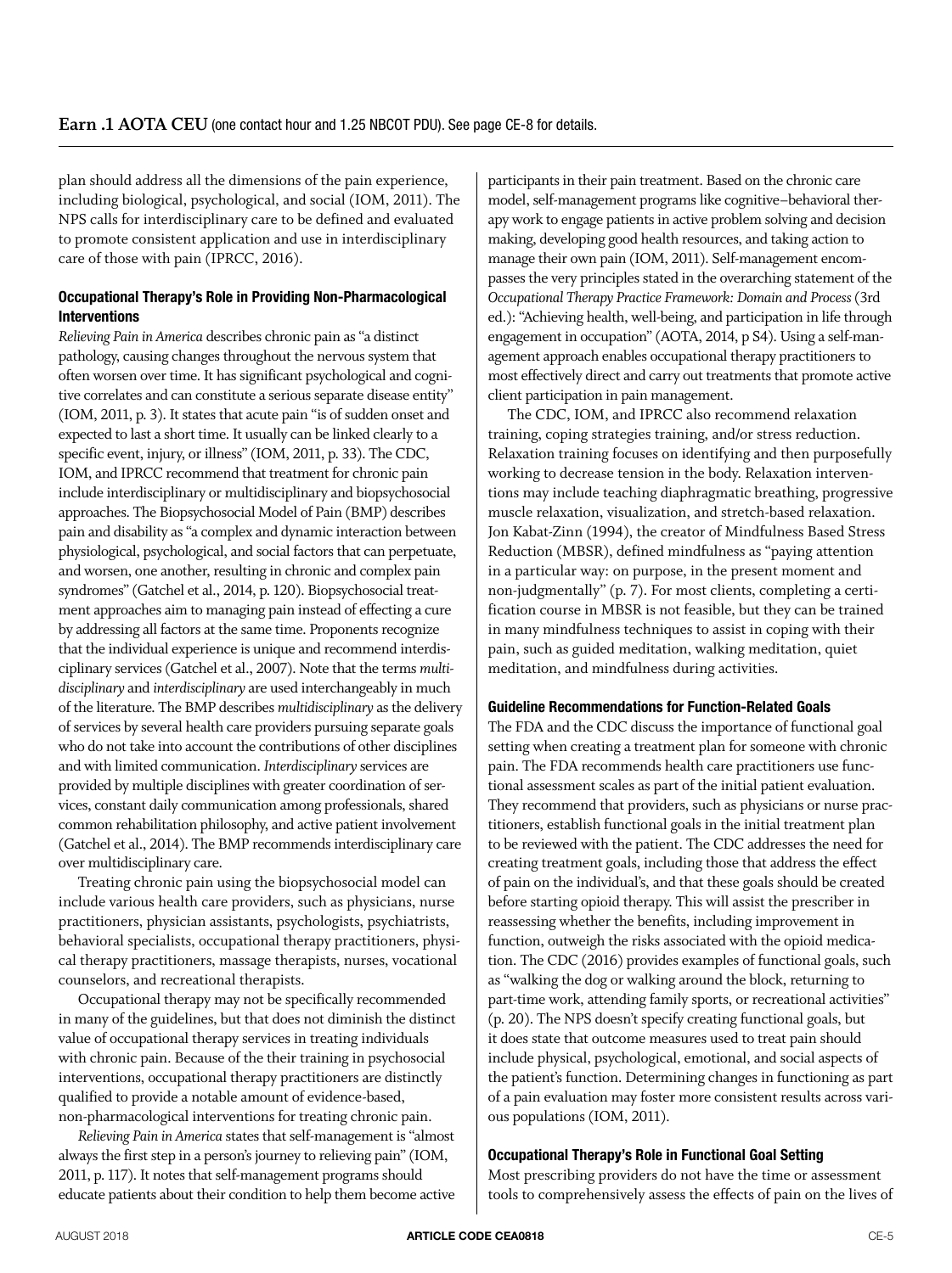plan should address all the dimensions of the pain experience, including biological, psychological, and social (IOM, 2011). The NPS calls for interdisciplinary care to be defined and evaluated to promote consistent application and use in interdisciplinary care of those with pain (IPRCC, 2016).

### Occupational Therapy's Role in Providing Non-Pharmacological Interventions

*Relieving Pain in America* describes chronic pain as "a distinct pathology, causing changes throughout the nervous system that often worsen over time. It has significant psychological and cognitive correlates and can constitute a serious separate disease entity" (IOM, 2011, p. 3). It states that acute pain "is of sudden onset and expected to last a short time. It usually can be linked clearly to a specific event, injury, or illness" (IOM, 2011, p. 33). The CDC, IOM, and IPRCC recommend that treatment for chronic pain include interdisciplinary or multidisciplinary and biopsychosocial approaches. The Biopsychosocial Model of Pain (BMP) describes pain and disability as "a complex and dynamic interaction between physiological, psychological, and social factors that can perpetuate, and worsen, one another, resulting in chronic and complex pain syndromes" (Gatchel et al., 2014, p. 120). Biopsychosocial treatment approaches aim to managing pain instead of effecting a cure by addressing all factors at the same time. Proponents recognize that the individual experience is unique and recommend interdisciplinary services (Gatchel et al., 2007). Note that the terms *multidisciplinary* and *interdisciplinary* are used interchangeably in much of the literature. The BMP describes *multidisciplinary* as the delivery of services by several health care providers pursuing separate goals who do not take into account the contributions of other disciplines and with limited communication. *Interdisciplinary* services are provided by multiple disciplines with greater coordination of services, constant daily communication among professionals, shared common rehabilitation philosophy, and active patient involvement (Gatchel et al., 2014). The BMP recommends interdisciplinary care over multidisciplinary care.

Treating chronic pain using the biopsychosocial model can include various health care providers, such as physicians, nurse practitioners, physician assistants, psychologists, psychiatrists, behavioral specialists, occupational therapy practitioners, physical therapy practitioners, massage therapists, nurses, vocational counselors, and recreational therapists.

Occupational therapy may not be specifically recommended in many of the guidelines, but that does not diminish the distinct value of occupational therapy services in treating individuals with chronic pain. Because of the their training in psychosocial interventions, occupational therapy practitioners are distinctly qualified to provide a notable amount of evidence-based, non-pharmacological interventions for treating chronic pain.

*Relieving Pain in America* states that self-management is "almost always the first step in a person's journey to relieving pain" (IOM, 2011, p. 117). It notes that self-management programs should educate patients about their condition to help them become active participants in their pain treatment. Based on the chronic care model, self-management programs like cognitive–behavioral therapy work to engage patients in active problem solving and decision making, developing good health resources, and taking action to manage their own pain (IOM, 2011). Self-management encompasses the very principles stated in the overarching statement of the *Occupational Therapy Practice Framework: Domain and Process* (3rd ed.): "Achieving health, well-being, and participation in life through engagement in occupation" (AOTA, 2014, p S4). Using a self-management approach enables occupational therapy practitioners to most effectively direct and carry out treatments that promote active client participation in pain management.

The CDC, IOM, and IPRCC also recommend relaxation training, coping strategies training, and/or stress reduction. Relaxation training focuses on identifying and then purposefully working to decrease tension in the body. Relaxation interventions may include teaching diaphragmatic breathing, progressive muscle relaxation, visualization, and stretch-based relaxation. Jon Kabat-Zinn (1994), the creator of Mindfulness Based Stress Reduction (MBSR), defined mindfulness as "paying attention in a particular way: on purpose, in the present moment and non-judgmentally" (p. 7). For most clients, completing a certification course in MBSR is not feasible, but they can be trained in many mindfulness techniques to assist in coping with their pain, such as guided meditation, walking meditation, quiet meditation, and mindfulness during activities.

### Guideline Recommendations for Function-Related Goals

The FDA and the CDC discuss the importance of functional goal setting when creating a treatment plan for someone with chronic pain. The FDA recommends health care practitioners use functional assessment scales as part of the initial patient evaluation. They recommend that providers, such as physicians or nurse practitioners, establish functional goals in the initial treatment plan to be reviewed with the patient. The CDC addresses the need for creating treatment goals, including those that address the effect of pain on the individual's, and that these goals should be created before starting opioid therapy. This will assist the prescriber in reassessing whether the benefits, including improvement in function, outweigh the risks associated with the opioid medication. The CDC (2016) provides examples of functional goals, such as "walking the dog or walking around the block, returning to part-time work, attending family sports, or recreational activities" (p. 20). The NPS doesn't specify creating functional goals, but it does state that outcome measures used to treat pain should include physical, psychological, emotional, and social aspects of the patient's function. Determining changes in functioning as part of a pain evaluation may foster more consistent results across various populations (IOM, 2011).

### Occupational Therapy's Role in Functional Goal Setting

Most prescribing providers do not have the time or assessment tools to comprehensively assess the effects of pain on the lives of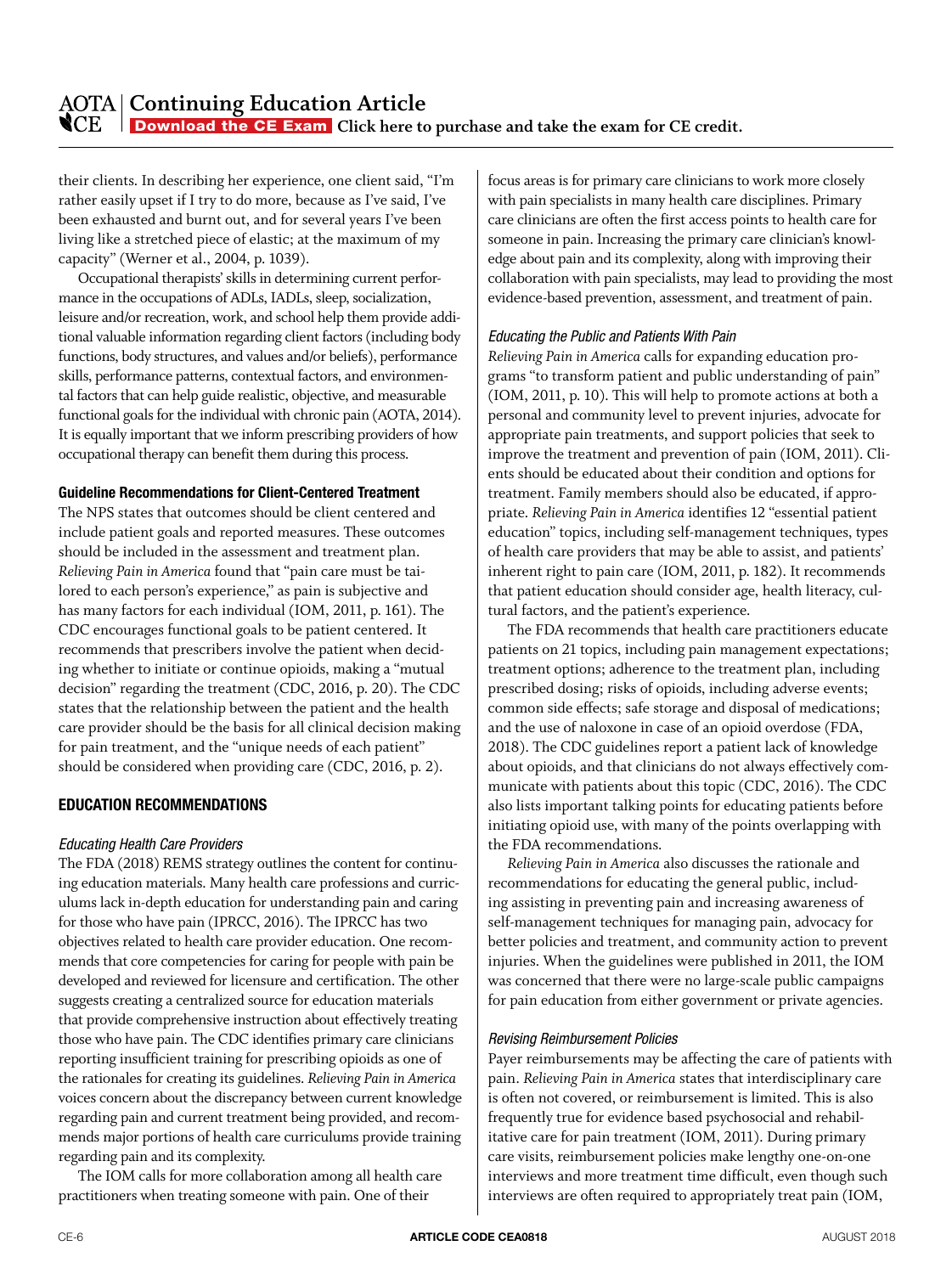their clients. In describing her experience, one client said, "I'm rather easily upset if I try to do more, because as I've said, I've been exhausted and burnt out, and for several years I've been living like a stretched piece of elastic; at the maximum of my capacity" (Werner et al., 2004, p. 1039).

Occupational therapists' skills in determining current performance in the occupations of ADLs, IADLs, sleep, socialization, leisure and/or recreation, work, and school help them provide additional valuable information regarding client factors (including body functions, body structures, and values and/or beliefs), performance skills, performance patterns, contextual factors, and environmental factors that can help guide realistic, objective, and measurable functional goals for the individual with chronic pain (AOTA, 2014). It is equally important that we inform prescribing providers of how occupational therapy can benefit them during this process.

#### Guideline Recommendations for Client-Centered Treatment

The NPS states that outcomes should be client centered and include patient goals and reported measures. These outcomes should be included in the assessment and treatment plan. *Relieving Pain in America* found that "pain care must be tailored to each person's experience," as pain is subjective and has many factors for each individual (IOM, 2011, p. 161). The CDC encourages functional goals to be patient centered. It recommends that prescribers involve the patient when deciding whether to initiate or continue opioids, making a "mutual decision" regarding the treatment (CDC, 2016, p. 20). The CDC states that the relationship between the patient and the health care provider should be the basis for all clinical decision making for pain treatment, and the "unique needs of each patient" should be considered when providing care (CDC, 2016, p. 2).

## EDUCATION RECOMMENDATIONS

### *Educating Health Care Providers*

The FDA (2018) REMS strategy outlines the content for continuing education materials. Many health care professions and curriculums lack in-depth education for understanding pain and caring for those who have pain (IPRCC, 2016). The IPRCC has two objectives related to health care provider education. One recommends that core competencies for caring for people with pain be developed and reviewed for licensure and certification. The other suggests creating a centralized source for education materials that provide comprehensive instruction about effectively treating those who have pain. The CDC identifies primary care clinicians reporting insufficient training for prescribing opioids as one of the rationales for creating its guidelines. *Relieving Pain in America* voices concern about the discrepancy between current knowledge regarding pain and current treatment being provided, and recommends major portions of health care curriculums provide training regarding pain and its complexity.

The IOM calls for more collaboration among all health care practitioners when treating someone with pain. One of their focus areas is for primary care clinicians to work more closely with pain specialists in many health care disciplines. Primary care clinicians are often the first access points to health care for someone in pain. Increasing the primary care clinician's knowledge about pain and its complexity, along with improving their collaboration with pain specialists, may lead to providing the most evidence-based prevention, assessment, and treatment of pain.

### *Educating the Public and Patients With Pain*

*Relieving Pain in America* calls for expanding education programs "to transform patient and public understanding of pain" (IOM, 2011, p. 10). This will help to promote actions at both a personal and community level to prevent injuries, advocate for appropriate pain treatments, and support policies that seek to improve the treatment and prevention of pain (IOM, 2011). Clients should be educated about their condition and options for treatment. Family members should also be educated, if appropriate. *Relieving Pain in America* identifies 12 "essential patient education" topics, including self-management techniques, types of health care providers that may be able to assist, and patients' inherent right to pain care (IOM, 2011, p. 182). It recommends that patient education should consider age, health literacy, cultural factors, and the patient's experience.

The FDA recommends that health care practitioners educate patients on 21 topics, including pain management expectations; treatment options; adherence to the treatment plan, including prescribed dosing; risks of opioids, including adverse events; common side effects; safe storage and disposal of medications; and the use of naloxone in case of an opioid overdose (FDA, 2018). The CDC guidelines report a patient lack of knowledge about opioids, and that clinicians do not always effectively communicate with patients about this topic (CDC, 2016). The CDC also lists important talking points for educating patients before initiating opioid use, with many of the points overlapping with the FDA recommendations.

*Relieving Pain in America* also discusses the rationale and recommendations for educating the general public, including assisting in preventing pain and increasing awareness of self-management techniques for managing pain, advocacy for better policies and treatment, and community action to prevent injuries. When the guidelines were published in 2011, the IOM was concerned that there were no large-scale public campaigns for pain education from either government or private agencies.

### *Revising Reimbursement Policies*

Payer reimbursements may be affecting the care of patients with pain. *Relieving Pain in America* states that interdisciplinary care is often not covered, or reimbursement is limited. This is also frequently true for evidence based psychosocial and rehabilitative care for pain treatment (IOM, 2011). During primary care visits, reimbursement policies make lengthy one-on-one interviews and more treatment time difficult, even though such interviews are often required to appropriately treat pain (IOM,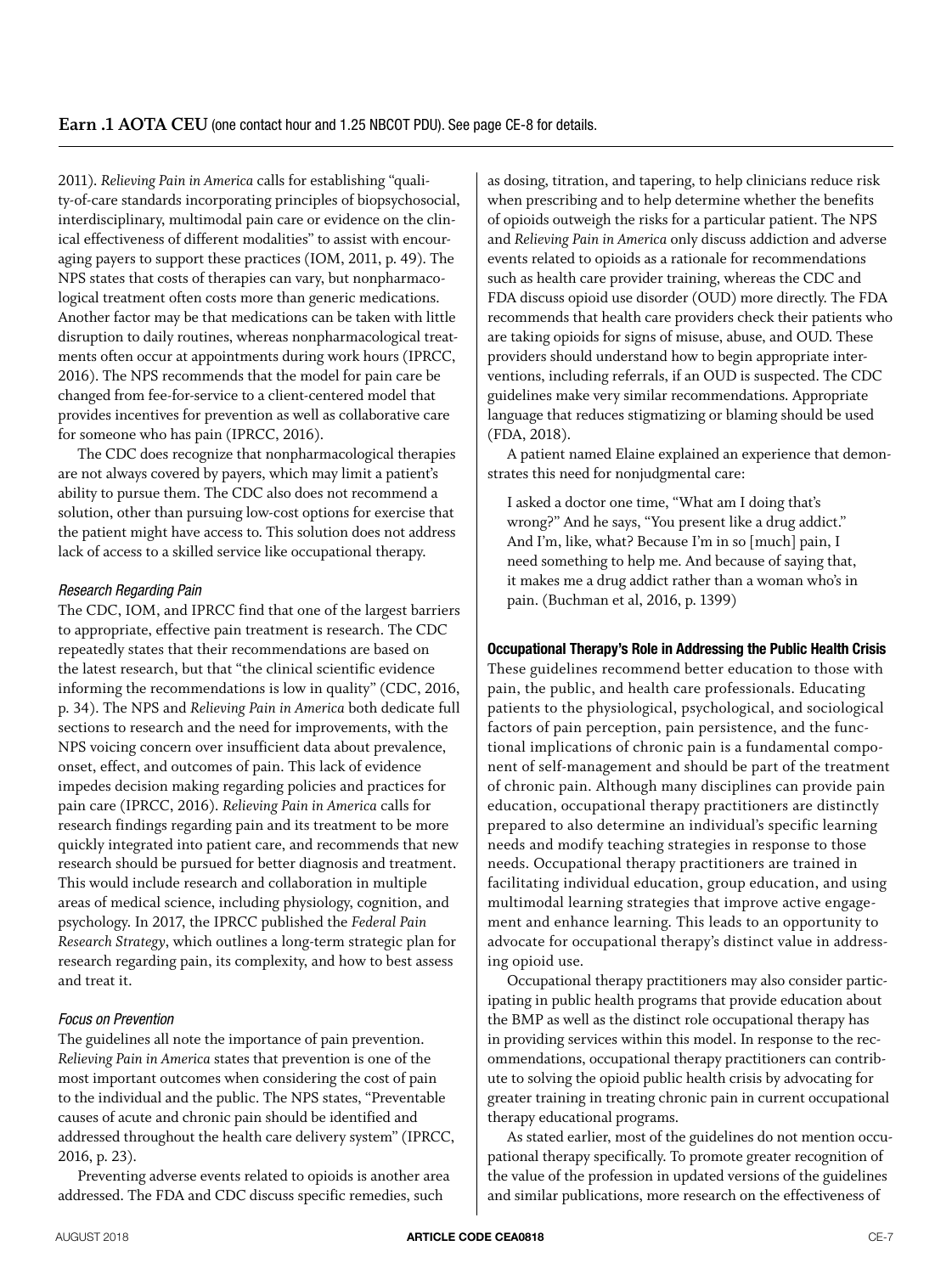2011). *Relieving Pain in America* calls for establishing "quality-of-care standards incorporating principles of biopsychosocial, interdisciplinary, multimodal pain care or evidence on the clinical effectiveness of different modalities" to assist with encouraging payers to support these practices (IOM, 2011, p. 49). The NPS states that costs of therapies can vary, but nonpharmacological treatment often costs more than generic medications. Another factor may be that medications can be taken with little disruption to daily routines, whereas nonpharmacological treatments often occur at appointments during work hours (IPRCC, 2016). The NPS recommends that the model for pain care be changed from fee-for-service to a client-centered model that provides incentives for prevention as well as collaborative care for someone who has pain (IPRCC, 2016).

The CDC does recognize that nonpharmacological therapies are not always covered by payers, which may limit a patient's ability to pursue them. The CDC also does not recommend a solution, other than pursuing low-cost options for exercise that the patient might have access to. This solution does not address lack of access to a skilled service like occupational therapy.

### *Research Regarding Pain*

The CDC, IOM, and IPRCC find that one of the largest barriers to appropriate, effective pain treatment is research. The CDC repeatedly states that their recommendations are based on the latest research, but that "the clinical scientific evidence informing the recommendations is low in quality" (CDC, 2016, p. 34). The NPS and *Relieving Pain in America* both dedicate full sections to research and the need for improvements, with the NPS voicing concern over insufficient data about prevalence, onset, effect, and outcomes of pain. This lack of evidence impedes decision making regarding policies and practices for pain care (IPRCC, 2016). *Relieving Pain in America* calls for research findings regarding pain and its treatment to be more quickly integrated into patient care, and recommends that new research should be pursued for better diagnosis and treatment. This would include research and collaboration in multiple areas of medical science, including physiology, cognition, and psychology. In 2017, the IPRCC published the *Federal Pain Research Strategy*, which outlines a long-term strategic plan for research regarding pain, its complexity, and how to best assess and treat it.

### *Focus on Prevention*

The guidelines all note the importance of pain prevention. *Relieving Pain in America* states that prevention is one of the most important outcomes when considering the cost of pain to the individual and the public. The NPS states, "Preventable causes of acute and chronic pain should be identified and addressed throughout the health care delivery system" (IPRCC, 2016, p. 23).

Preventing adverse events related to opioids is another area addressed. The FDA and CDC discuss specific remedies, such as dosing, titration, and tapering, to help clinicians reduce risk when prescribing and to help determine whether the benefits of opioids outweigh the risks for a particular patient. The NPS and *Relieving Pain in America* only discuss addiction and adverse events related to opioids as a rationale for recommendations such as health care provider training, whereas the CDC and FDA discuss opioid use disorder (OUD) more directly. The FDA recommends that health care providers check their patients who are taking opioids for signs of misuse, abuse, and OUD. These providers should understand how to begin appropriate interventions, including referrals, if an OUD is suspected. The CDC guidelines make very similar recommendations. Appropriate language that reduces stigmatizing or blaming should be used (FDA, 2018).

A patient named Elaine explained an experience that demonstrates this need for nonjudgmental care:

> I asked a doctor one time, "What am I doing that's wrong?" And he says, "You present like a drug addict." And I'm, like, what? Because I'm in so [much] pain, I need something to help me. And because of saying that, it makes me a drug addict rather than a woman who's in pain. (Buchman et al, 2016, p. 1399)

## Occupational Therapy's Role in Addressing the Public Health Crisis

These guidelines recommend better education to those with pain, the public, and health care professionals. Educating patients to the physiological, psychological, and sociological factors of pain perception, pain persistence, and the functional implications of chronic pain is a fundamental component of self-management and should be part of the treatment of chronic pain. Although many disciplines can provide pain education, occupational therapy practitioners are distinctly prepared to also determine an individual's specific learning needs and modify teaching strategies in response to those needs. Occupational therapy practitioners are trained in facilitating individual education, group education, and using multimodal learning strategies that improve active engagement and enhance learning. This leads to an opportunity to advocate for occupational therapy's distinct value in addressing opioid use.

Occupational therapy practitioners may also consider participating in public health programs that provide education about the BMP as well as the distinct role occupational therapy has in providing services within this model. In response to the recommendations, occupational therapy practitioners can contribute to solving the opioid public health crisis by advocating for greater training in treating chronic pain in current occupational therapy educational programs.

As stated earlier, most of the guidelines do not mention occupational therapy specifically. To promote greater recognition of the value of the profession in updated versions of the guidelines and similar publications, more research on the effectiveness of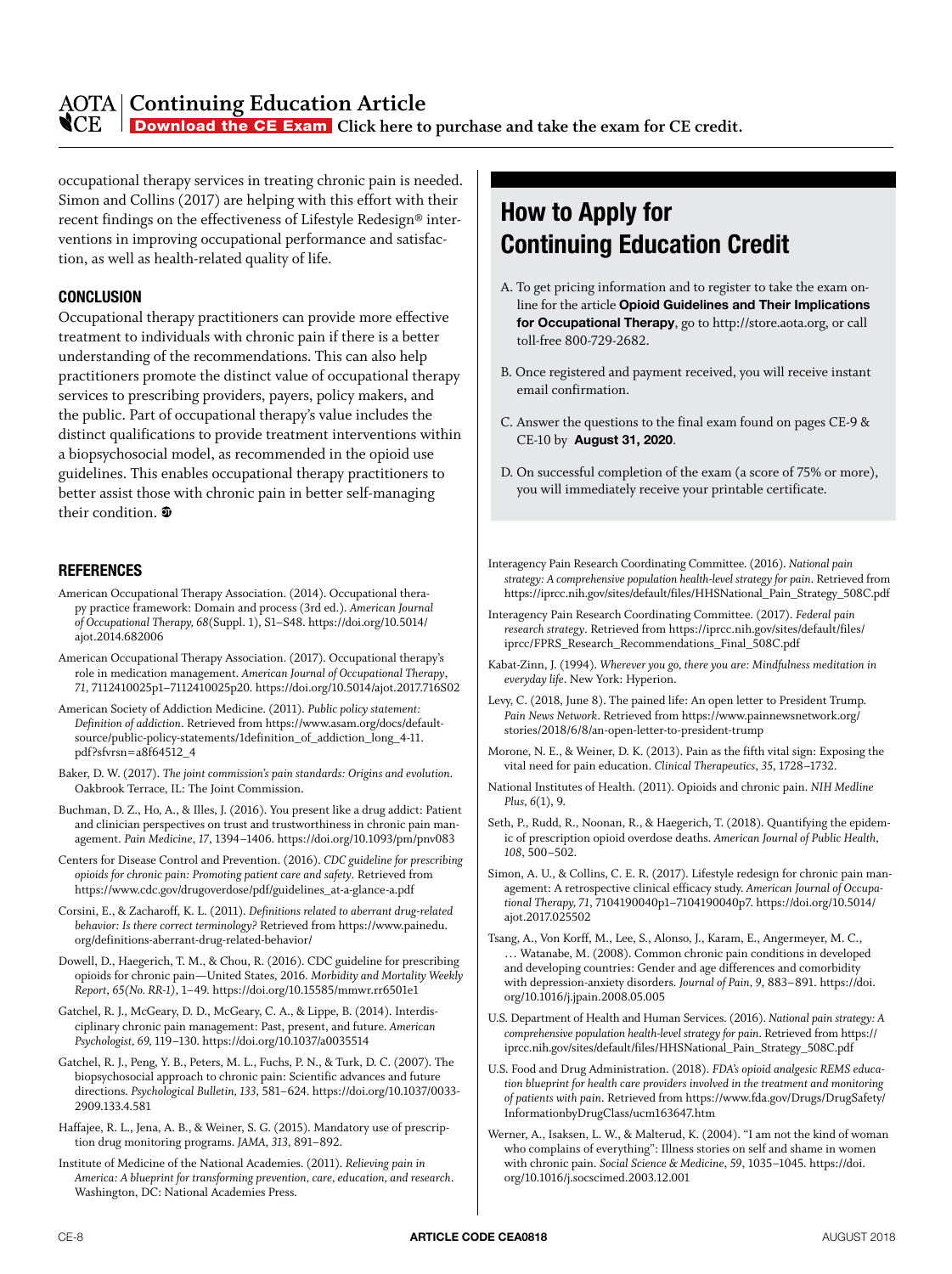occupational therapy services in treating chronic pain is needed. Simon and Collins (2017) are helping with this effort with their recent findings on the effectiveness of Lifestyle Redesign® interventions in improving occupational performance and satisfaction, as well as health-related quality of life.

## CONCLUSION

Occupational therapy practitioners can provide more effective treatment to individuals with chronic pain if there is a better understanding of the recommendations. This can also help practitioners promote the distinct value of occupational therapy services to prescribing providers, payers, policy makers, and the public. Part of occupational therapy's value includes the distinct qualifications to provide treatment interventions within a biopsychosocial model, as recommended in the opioid use guidelines. This enables occupational therapy practitioners to better assist those with chronic pain in better self-managing their condition.

## How to Apply for Continuing Education Credit

A. To get pricing information and to register to take the exam online for the article **Opioid Guidelines and Their Implications for Occupational Therapy**, go to http://store.aota.org, or call toll-free 800-729-2682.

B. Once registered and payment received, you will receive instant email confirmation.

C. Answer the questions to the final exam found on pages CE-9 & CE-10 by **August 31, 2020**.

D. On successful completion of the exam (a score of 75% or more), you will immediately receive your printable certificate.

## REFERENCES

American Occupational Therapy Association. (2014). Occupational therapy practice framework: Domain and process (3rd ed.). *American Journal of Occupational Therapy, 68*(Suppl. 1), S1–S48. https://doi.org/10.5014/ajot.2014.682006

American Occupational Therapy Association. (2017). Occupational therapy's role in medication management. *American Journal of Occupational Therapy*, *71*, 7112410025p1–7112410025p20. https://doi.org/10.5014/ajot.2017.716S02

American Society of Addiction Medicine. (2011). *Public policy statement: Definition of addiction*. Retrieved from https://www.asam.org/docs/default-source/public-policy-statements/1definition_of_addiction_long_4-11.pdf?sfvrsn=a8f64512_4

Baker, D. W. (2017). *The joint commission's pain standards: Origins and evolution*. Oakbrook Terrace, IL: The Joint Commission.

Buchman, D. Z., Ho, A., & Illes, J. (2016). You present like a drug addict: Patient and clinician perspectives on trust and trustworthiness in chronic pain management. *Pain Medicine*, *17*, 1394–1406. https://doi.org/10.1093/pm/pnv083

Centers for Disease Control and Prevention. (2016). *CDC guideline for prescribing opioids for chronic pain: Promoting patient care and safety*. Retrieved from https://www.cdc.gov/drugoverdose/pdf/guidelines_at-a-glance-a.pdf

Corsini, E., & Zacharoff, K. L. (2011). *Definitions related to aberrant drug-related behavior: Is there correct terminology?* Retrieved from https://www.painedu.org/definitions-aberrant-drug-related-behavior/

Dowell, D., Haegerich, T. M., & Chou, R. (2016). CDC guideline for prescribing opioids for chronic pain—United States, 2016. *Morbidity and Mortality Weekly Report*, *65(No. RR-1)*, 1–49. https://doi.org/10.15585/mmwr.rr6501e1

Gatchel, R. J., McGeary, D. D., McGeary, C. A., & Lippe, B. (2014). Interdisciplinary chronic pain management: Past, present, and future. *American Psychologist*, *69*, 119–130. https://doi.org/10.1037/a0035514

Gatchel, R. J., Peng, Y. B., Peters, M. L., Fuchs, P. N., & Turk, D. C. (2007). The biopsychosocial approach to chronic pain: Scientific advances and future directions. *Psychological Bulletin*, *133*, 581–624. https://doi.org/10.1037/0033-2909.133.4.581

Haffajee, R. L., Jena, A. B., & Weiner, S. G. (2015). Mandatory use of prescription drug monitoring programs. *JAMA*, *313*, 891–892.

Institute of Medicine of the National Academies. (2011). *Relieving pain in America: A blueprint for transforming prevention, care, education, and research*. Washington, DC: National Academies Press.

Interagency Pain Research Coordinating Committee. (2016). *National pain strategy: A comprehensive population health-level strategy for pain*. Retrieved from https://iprcc.nih.gov/sites/default/files/HHSNational_Pain_Strategy_508C.pdf

Interagency Pain Research Coordinating Committee. (2017). *Federal pain research strategy*. Retrieved from https://iprcc.nih.gov/sites/default/files/iprcc/FPRS_Research_Recommendations_Final_508C.pdf

Kabat-Zinn, J. (1994). *Wherever you go, there you are: Mindfulness meditation in everyday life*. New York: Hyperion.

Levy, C. (2018, June 8). The pained life: An open letter to President Trump. *Pain News Network*. Retrieved from https://www.painnewsnetwork.org/stories/2018/6/8/an-open-letter-to-president-trump

Morone, N. E., & Weiner, D. K. (2013). Pain as the fifth vital sign: Exposing the vital need for pain education. *Clinical Therapeutics*, *35*, 1728–1732.

National Institutes of Health. (2011). Opioids and chronic pain. *NIH Medline Plus*, *6*(1), 9.

Seth, P., Rudd, R., Noonan, R., & Haegerich, T. (2018). Quantifying the epidemic of prescription opioid overdose deaths. *American Journal of Public Health*, *108*, 500–502.

Simon, A. U., & Collins, C. E. R. (2017). Lifestyle redesign for chronic pain management: A retrospective clinical efficacy study. *American Journal of Occupational Therapy*, *71*, 7104190040p1–7104190040p7. https://doi.org/10.5014/ajot.2017.025502

Tsang, A., Von Korff, M., Lee, S., Alonso, J., Karam, E., Angermeyer, M. C., … Watanabe, M. (2008). Common chronic pain conditions in developed and developing countries: Gender and age differences and comorbidity with depression-anxiety disorders. *Journal of Pain*, *9*, 883–891. https://doi.org/10.1016/j.jpain.2008.05.005

U.S. Department of Health and Human Services. (2016). *National pain strategy: A comprehensive population health-level strategy for pain*. Retrieved from https://iprcc.nih.gov/sites/default/files/HHSNational_Pain_Strategy_508C.pdf

U.S. Food and Drug Administration. (2018). *FDA's opioid analgesic REMS education blueprint for health care providers involved in the treatment and monitoring of patients with pain*. Retrieved from https://www.fda.gov/Drugs/DrugSafety/InformationbyDrugClass/ucm163647.htm

Werner, A., Isaksen, L. W., & Malterud, K. (2004). "I am not the kind of woman who complains of everything": Illness stories on self and shame in women with chronic pain. *Social Science & Medicine*, *59*, 1035–1045. https://doi.org/10.1016/j.socscimed.2003.12.001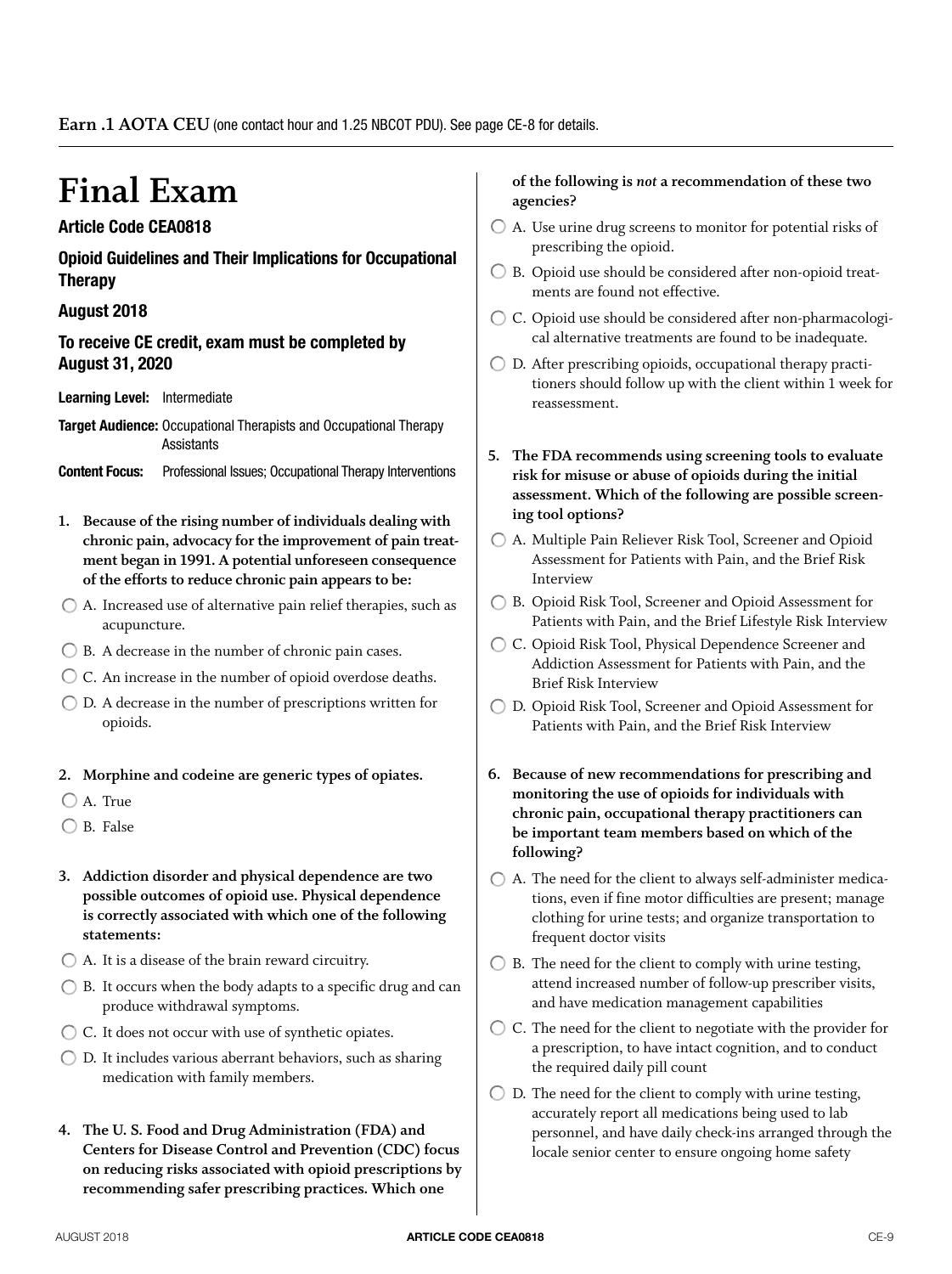**Earn .1 AOTA CEU** (one contact hour and 1.25 NBCOT PDU). See page CE-8 for details.

# Final Exam

### Article Code CEA0818

### Opioid Guidelines and Their Implications for Occupational Therapy

### August 2018

### To receive CE credit, exam must be completed by August 31, 2020

**Learning Level:** Intermediate

**Target Audience:** Occupational Therapists and Occupational Therapy Assistants

**Content Focus:** Professional Issues; Occupational Therapy Interventions

**1. Because of the rising number of individuals dealing with chronic pain, advocacy for the improvement of pain treatment began in 1991. A potential unforeseen consequence of the efforts to reduce chronic pain appears to be:**

- A. Increased use of alternative pain relief therapies, such as acupuncture.
- B. A decrease in the number of chronic pain cases.
- C. An increase in the number of opioid overdose deaths.
- D. A decrease in the number of prescriptions written for opioids.

**2. Morphine and codeine are generic types of opiates.**

- A. True
- B. False

**3. Addiction disorder and physical dependence are two possible outcomes of opioid use. Physical dependence is correctly associated with which one of the following statements:**

- A. It is a disease of the brain reward circuitry.
- B. It occurs when the body adapts to a specific drug and can produce withdrawal symptoms.
- C. It does not occur with use of synthetic opiates.
- D. It includes various aberrant behaviors, such as sharing medication with family members.

**4. The U. S. Food and Drug Administration (FDA) and Centers for Disease Control and Prevention (CDC) focus on reducing risks associated with opioid prescriptions by recommending safer prescribing practices. Which one of the following is *not* a recommendation of these two agencies?**

- A. Use urine drug screens to monitor for potential risks of prescribing the opioid.
- B. Opioid use should be considered after non-opioid treatments are found not effective.
- C. Opioid use should be considered after non-pharmacological alternative treatments are found to be inadequate.
- D. After prescribing opioids, occupational therapy practitioners should follow up with the client within 1 week for reassessment.

**5. The FDA recommends using screening tools to evaluate risk for misuse or abuse of opioids during the initial assessment. Which of the following are possible screening tool options?**

- A. Multiple Pain Reliever Risk Tool, Screener and Opioid Assessment for Patients with Pain, and the Brief Risk Interview
- B. Opioid Risk Tool, Screener and Opioid Assessment for Patients with Pain, and the Brief Lifestyle Risk Interview
- C. Opioid Risk Tool, Physical Dependence Screener and Addiction Assessment for Patients with Pain, and the Brief Risk Interview
- D. Opioid Risk Tool, Screener and Opioid Assessment for Patients with Pain, and the Brief Risk Interview

**6. Because of new recommendations for prescribing and monitoring the use of opioids for individuals with chronic pain, occupational therapy practitioners can be important team members based on which of the following?**

- A. The need for the client to always self-administer medications, even if fine motor difficulties are present; manage clothing for urine tests; and organize transportation to frequent doctor visits
- B. The need for the client to comply with urine testing, attend increased number of follow-up prescriber visits, and have medication management capabilities
- C. The need for the client to negotiate with the provider for a prescription, to have intact cognition, and to conduct the required daily pill count
- D. The need for the client to comply with urine testing, accurately report all medications being used to lab personnel, and have daily check-ins arranged through the locale senior center to ensure ongoing home safety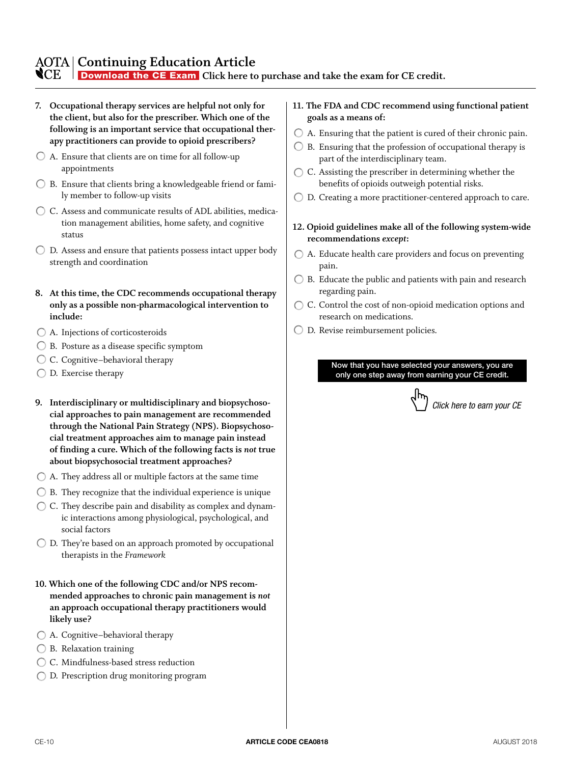# Continuing Education Article

**Download the CE Exam** Click here to purchase and take the exam for CE credit.

**7. Occupational therapy services are helpful not only for the client, but also for the prescriber. Which one of the following is an important service that occupational therapy practitioners can provide to opioid prescribers?**

- A. Ensure that clients are on time for all follow-up appointments
- B. Ensure that clients bring a knowledgeable friend or family member to follow-up visits
- C. Assess and communicate results of ADL abilities, medication management abilities, home safety, and cognitive status
- D. Assess and ensure that patients possess intact upper body strength and coordination

**8. At this time, the CDC recommends occupational therapy only as a possible non-pharmacological intervention to include:**

- A. Injections of corticosteroids
- B. Posture as a disease specific symptom
- C. Cognitive–behavioral therapy
- D. Exercise therapy

**9. Interdisciplinary or multidisciplinary and biopsychosocial approaches to pain management are recommended through the National Pain Strategy (NPS). Biopsychosocial treatment approaches aim to manage pain instead of finding a cure. Which of the following facts is *not* true about biopsychosocial treatment approaches?**

- A. They address all or multiple factors at the same time
- B. They recognize that the individual experience is unique
- C. They describe pain and disability as complex and dynamic interactions among physiological, psychological, and social factors
- D. They're based on an approach promoted by occupational therapists in the *Framework*

**10. Which one of the following CDC and/or NPS recommended approaches to chronic pain management is *not* an approach occupational therapy practitioners would likely use?**

- A. Cognitive–behavioral therapy
- B. Relaxation training
- C. Mindfulness-based stress reduction
- D. Prescription drug monitoring program

**11. The FDA and CDC recommend using functional patient goals as a means of:**

- A. Ensuring that the patient is cured of their chronic pain.
- B. Ensuring that the profession of occupational therapy is part of the interdisciplinary team.
- C. Assisting the prescriber in determining whether the benefits of opioids outweigh potential risks.
- D. Creating a more practitioner-centered approach to care.

**12. Opioid guidelines make all of the following system-wide recommendations *except*:**

- A. Educate health care providers and focus on preventing pain.
- B. Educate the public and patients with pain and research regarding pain.
- C. Control the cost of non-opioid medication options and research on medications.
- D. Revise reimbursement policies.

Now that you have selected your answers, you are only one step away from earning your CE credit.

*Click here to earn your CE*